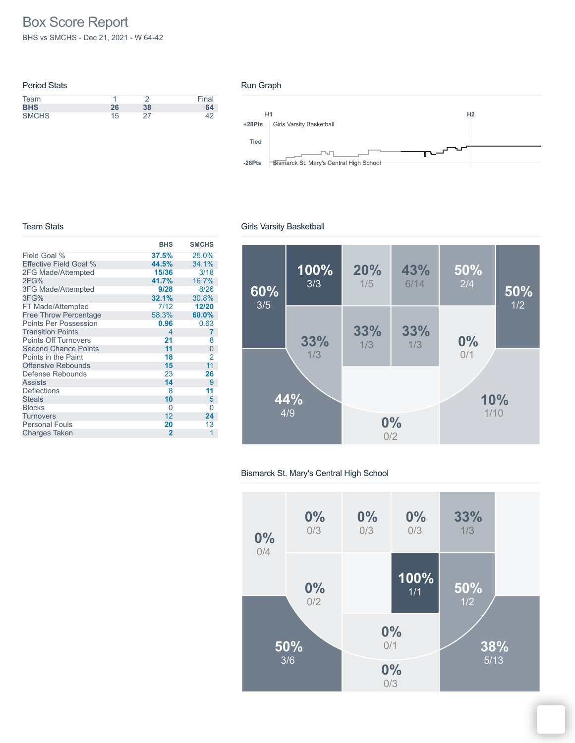# Box Score Report

BHS vs SMCHS - Dec 21, 2021 - W 64-42

## Period Stats

| Team | 1 | 2 | Final |
|---|---|---|---|
| **BHS** | **26** | **38** | **64** |
| SMCHS | 15 | 27 | 42 |

## Run Graph

H1 H2

+28Pts Girls Varsity Basketball

Tied

-28Pts Bismarck St. Mary's Central High School

## Team Stats

| | BHS | SMCHS |
|---|---|---|
| Field Goal % | **37.5%** | 25.0% |
| Effective Field Goal % | **44.5%** | 34.1% |
| 2FG Made/Attempted | **15/36** | 3/18 |
| 2FG% | **41.7%** | 16.7% |
| 3FG Made/Attempted | **9/28** | 8/26 |
| 3FG% | **32.1%** | 30.8% |
| FT Made/Attempted | 7/12 | **12/20** |
| Free Throw Percentage | 58.3% | **60.0%** |
| Points Per Possession | **0.96** | 0.63 |
| Transition Points | 4 | **7** |
| Points Off Turnovers | **21** | 8 |
| Second Chance Points | **11** | 0 |
| Points in the Paint | **18** | 2 |
| Offensive Rebounds | **15** | 11 |
| Defense Rebounds | 23 | **26** |
| Assists | **14** | 9 |
| Deflections | 8 | **11** |
| Steals | **10** | 5 |
| Blocks | 0 | 0 |
| Turnovers | 12 | **24** |
| Personal Fouls | **20** | 13 |
| Charges Taken | **2** | 1 |

## Girls Varsity Basketball

60% 3/5

100% 3/3

20% 1/5

43% 6/14

50% 2/4

50% 1/2

33% 1/3

33% 1/3

33% 1/3

0% 0/1

44% 4/9

0% 0/2

10% 1/10

## Bismarck St. Mary's Central High School

0% 0/4

0% 0/3

0% 0/3

0% 0/3

33% 1/3

0% 0/2

100% 1/1

50% 1/2

0% 0/1

50% 3/6

0% 0/3

38% 5/13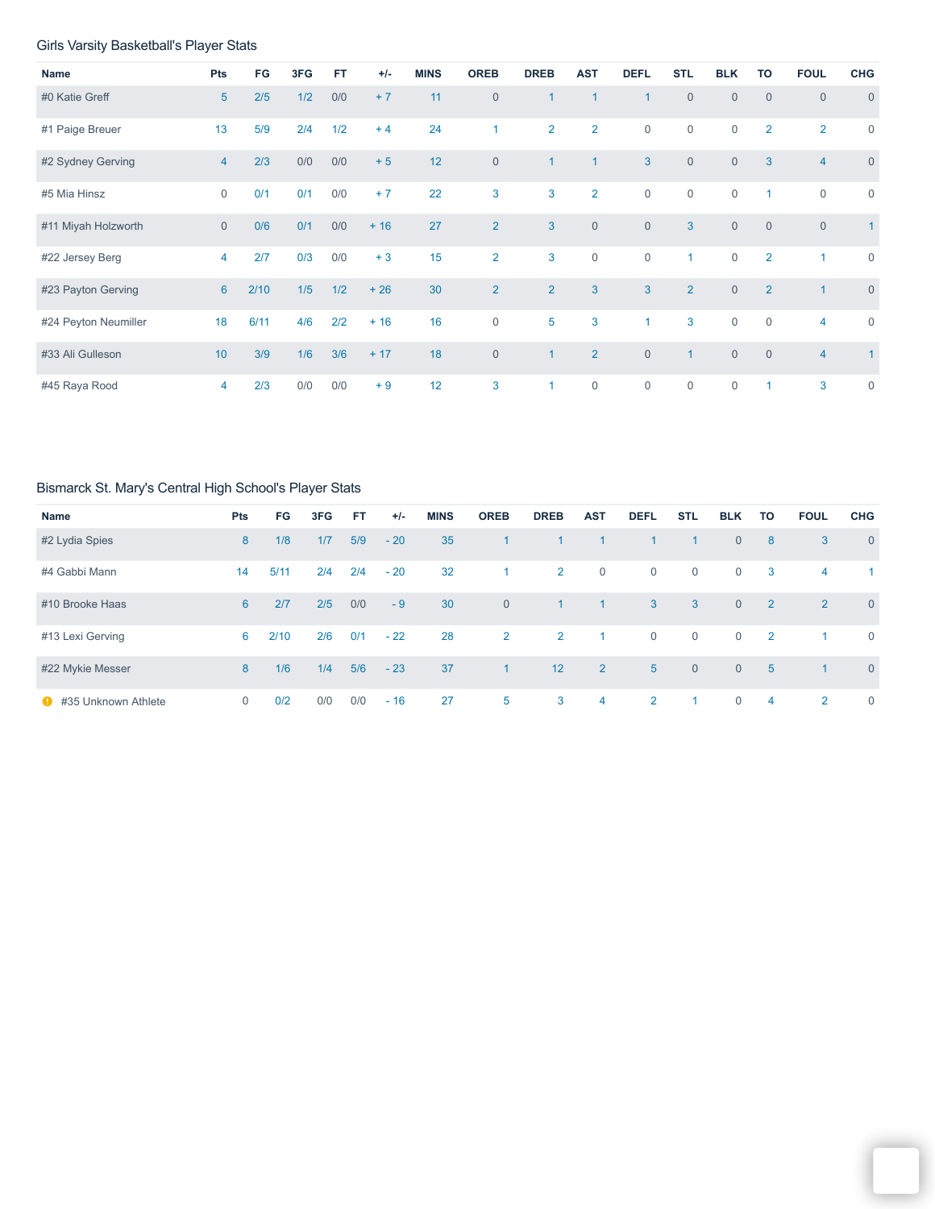Girls Varsity Basketball's Player Stats

| Name | Pts | FG | 3FG | FT | +/- | MINS | OREB | DREB | AST | DEFL | STL | BLK | TO | FOUL | CHG |
|---|---|---|---|---|---|---|---|---|---|---|---|---|---|---|---|
| #0 Katie Greff | 5 | 2/5 | 1/2 | 0/0 | + 7 | 11 | 0 | 1 | 1 | 1 | 0 | 0 | 0 | 0 | 0 |
| #1 Paige Breuer | 13 | 5/9 | 2/4 | 1/2 | + 4 | 24 | 1 | 2 | 2 | 0 | 0 | 0 | 2 | 2 | 0 |
| #2 Sydney Gerving | 4 | 2/3 | 0/0 | 0/0 | + 5 | 12 | 0 | 1 | 1 | 3 | 0 | 0 | 3 | 4 | 0 |
| #5 Mia Hinsz | 0 | 0/1 | 0/1 | 0/0 | + 7 | 22 | 3 | 3 | 2 | 0 | 0 | 0 | 1 | 0 | 0 |
| #11 Miyah Holzworth | 0 | 0/6 | 0/1 | 0/0 | + 16 | 27 | 2 | 3 | 0 | 0 | 3 | 0 | 0 | 0 | 1 |
| #22 Jersey Berg | 4 | 2/7 | 0/3 | 0/0 | + 3 | 15 | 2 | 3 | 0 | 0 | 1 | 0 | 2 | 1 | 0 |
| #23 Payton Gerving | 6 | 2/10 | 1/5 | 1/2 | + 26 | 30 | 2 | 2 | 3 | 3 | 2 | 0 | 2 | 1 | 0 |
| #24 Peyton Neumiller | 18 | 6/11 | 4/6 | 2/2 | + 16 | 16 | 0 | 5 | 3 | 1 | 3 | 0 | 0 | 4 | 0 |
| #33 Ali Gulleson | 10 | 3/9 | 1/6 | 3/6 | + 17 | 18 | 0 | 1 | 2 | 0 | 1 | 0 | 0 | 4 | 1 |
| #45 Raya Rood | 4 | 2/3 | 0/0 | 0/0 | + 9 | 12 | 3 | 1 | 0 | 0 | 0 | 0 | 1 | 3 | 0 |

Bismarck St. Mary's Central High School's Player Stats

| Name | Pts | FG | 3FG | FT | +/- | MINS | OREB | DREB | AST | DEFL | STL | BLK | TO | FOUL | CHG |
|---|---|---|---|---|---|---|---|---|---|---|---|---|---|---|---|
| #2 Lydia Spies | 8 | 1/8 | 1/7 | 5/9 | - 20 | 35 | 1 | 1 | 1 | 1 | 1 | 0 | 8 | 3 | 0 |
| #4 Gabbi Mann | 14 | 5/11 | 2/4 | 2/4 | - 20 | 32 | 1 | 2 | 0 | 0 | 0 | 0 | 3 | 4 | 1 |
| #10 Brooke Haas | 6 | 2/7 | 2/5 | 0/0 | - 9 | 30 | 0 | 1 | 1 | 3 | 3 | 0 | 2 | 2 | 0 |
| #13 Lexi Gerving | 6 | 2/10 | 2/6 | 0/1 | - 22 | 28 | 2 | 2 | 1 | 0 | 0 | 0 | 2 | 1 | 0 |
| #22 Mykie Messer | 8 | 1/6 | 1/4 | 5/6 | - 23 | 37 | 1 | 12 | 2 | 5 | 0 | 0 | 5 | 1 | 0 |
| #35 Unknown Athlete | 0 | 0/2 | 0/0 | 0/0 | - 16 | 27 | 5 | 3 | 4 | 2 | 1 | 0 | 4 | 2 | 0 |